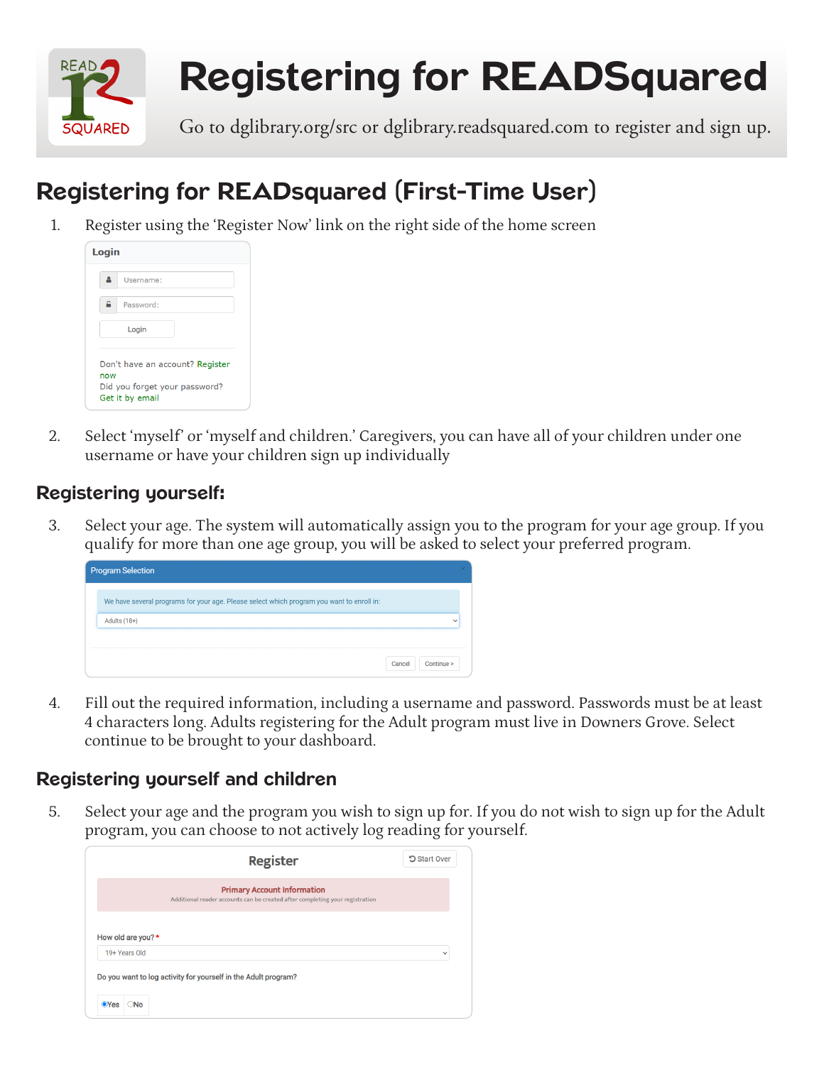# Registering for READSquared

Go to dglibrary.org/src or dglibrary.readsquared.com to register and sign up.

## Registering for READsquared (First-Time User)

1. Register using the 'Register Now' link on the right side of the home screen

   Login

   Username:

   Password:

   Login

   Don't have an account? Register now
   Did you forget your password? Get it by email

2. Select 'myself' or 'myself and children.' Caregivers, you can have all of your children under one username or have your children sign up individually

### Registering yourself:

3. Select your age. The system will automatically assign you to the program for your age group. If you qualify for more than one age group, you will be asked to select your preferred program.

   Program Selection

   We have several programs for your age. Please select which program you want to enroll in:

   Adults (18+)

   Cancel | Continue >

4. Fill out the required information, including a username and password. Passwords must be at least 4 characters long. Adults registering for the Adult program must live in Downers Grove. Select continue to be brought to your dashboard.

### Registering yourself and children

5. Select your age and the program you wish to sign up for. If you do not wish to sign up for the Adult program, you can choose to not actively log reading for yourself.

   Register | Start Over

   Primary Account Information
   Additional reader accounts can be created after completing your registration

   How old are you? *

   19+ Years Old

   Do you want to log activity for yourself in the Adult program?

   Yes | No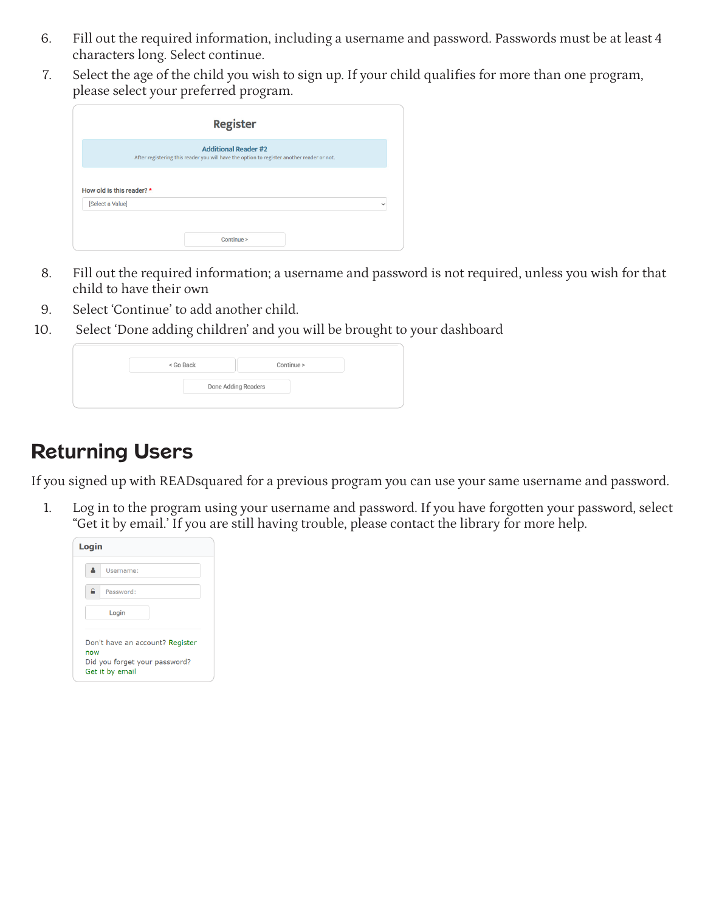6. Fill out the required information, including a username and password. Passwords must be at least 4 characters long. Select continue.
7. Select the age of the child you wish to sign up. If your child qualifies for more than one program, please select your preferred program.

Register

Additional Reader #2

After registering this reader you will have the option to register another reader or not.

How old is this reader? *

[Select a Value]

Continue >

8. Fill out the required information; a username and password is not required, unless you wish for that child to have their own
9. Select 'Continue' to add another child.
10. Select 'Done adding children' and you will be brought to your dashboard

< Go Back | Continue >

Done Adding Readers

## Returning Users

If you signed up with READsquared for a previous program you can use your same username and password.

1. Log in to the program using your username and password. If you have forgotten your password, select "Get it by email.' If you are still having trouble, please contact the library for more help.

Login

Username:

Password:

Login

Don't have an account? Register now

Did you forget your password? Get it by email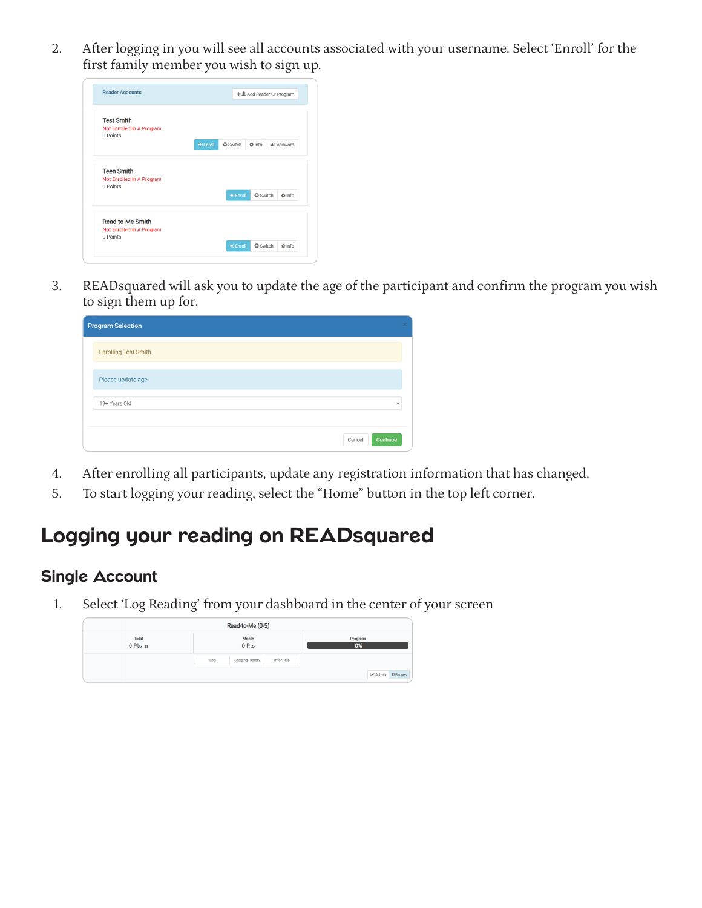2. After logging in you will see all accounts associated with your username. Select 'Enroll' for the first family member you wish to sign up.

3. READsquared will ask you to update the age of the participant and confirm the program you wish to sign them up for.

4. After enrolling all participants, update any registration information that has changed.
5. To start logging your reading, select the "Home" button in the top left corner.

# Logging your reading on READsquared

## Single Account

1. Select 'Log Reading' from your dashboard in the center of your screen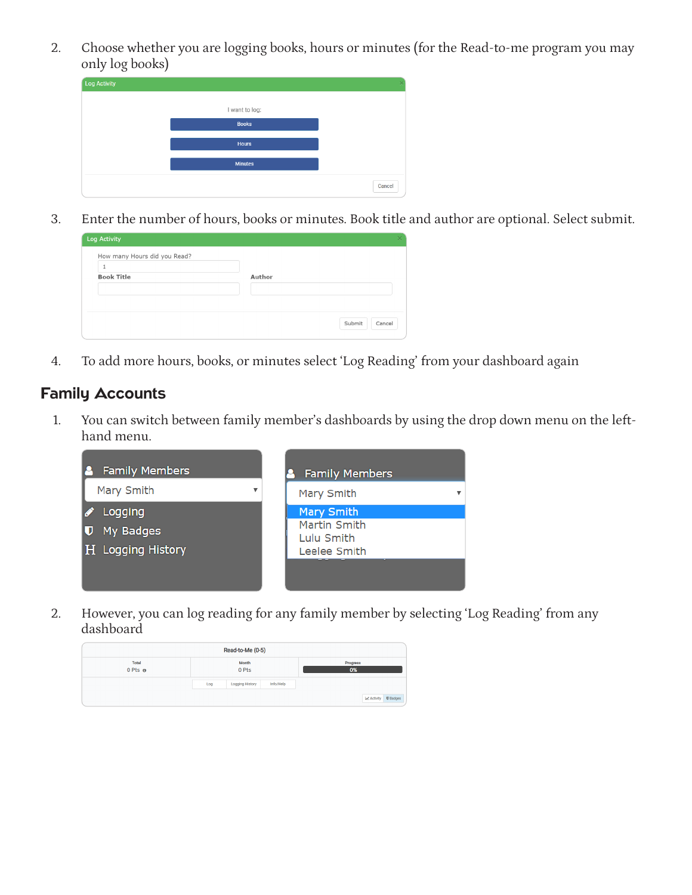2. Choose whether you are logging books, hours or minutes (for the Read-to-me program you may only log books)

3. Enter the number of hours, books or minutes. Book title and author are optional. Select submit.

4. To add more hours, books, or minutes select ‘Log Reading’ from your dashboard again

## Family Accounts

1. You can switch between family member’s dashboards by using the drop down menu on the left-hand menu.

2. However, you can log reading for any family member by selecting ‘Log Reading’ from any dashboard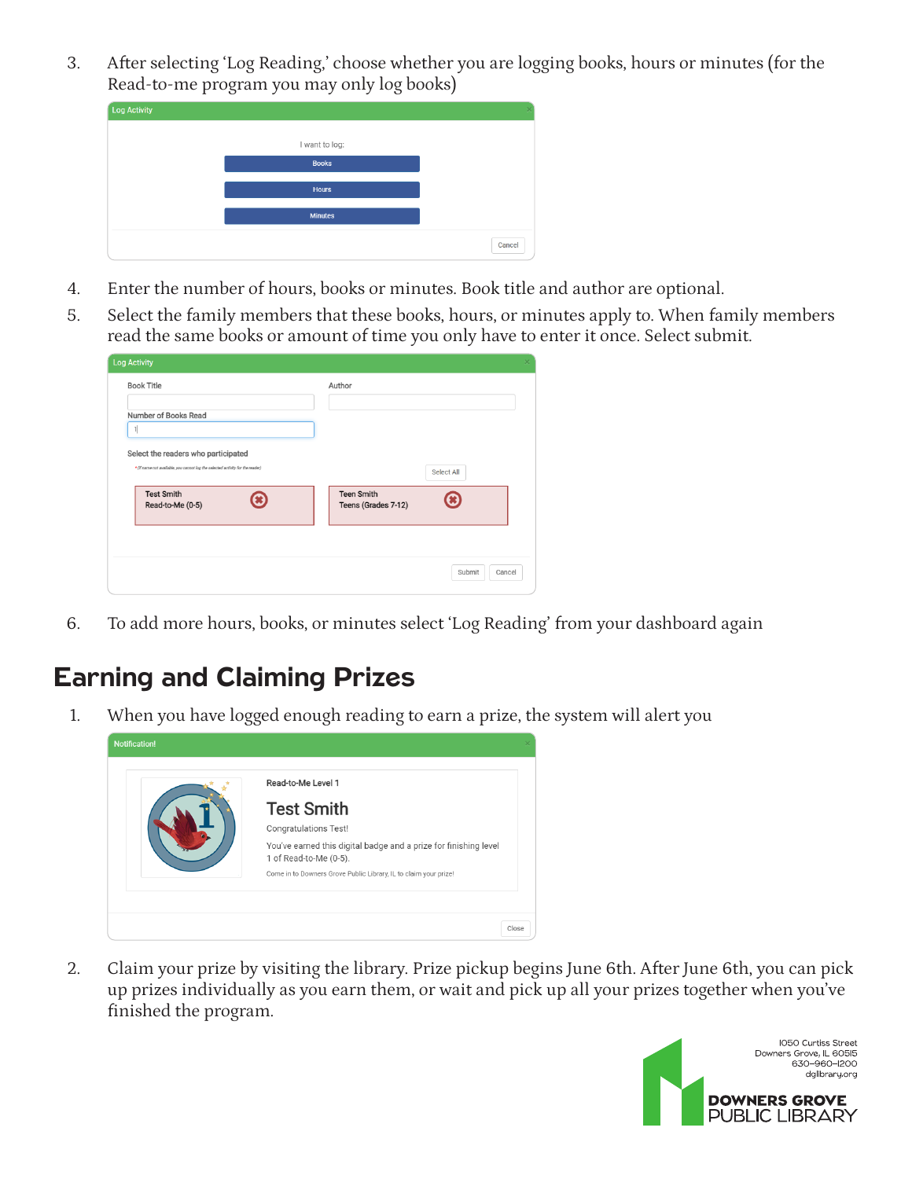3. After selecting 'Log Reading,' choose whether you are logging books, hours or minutes (for the Read-to-me program you may only log books)

Log Activity

I want to log:

Books

Hours

Minutes

Cancel

4. Enter the number of hours, books or minutes. Book title and author are optional.
5. Select the family members that these books, hours, or minutes apply to. When family members read the same books or amount of time you only have to enter it once. Select submit.

Log Activity

Book Title

Author

Number of Books Read

Select the readers who participated

Select All

Test Smith
Read-to-Me (0-5)

Teen Smith
Teens (Grades 7-12)

Submit Cancel

6. To add more hours, books, or minutes select 'Log Reading' from your dashboard again

## Earning and Claiming Prizes

1. When you have logged enough reading to earn a prize, the system will alert you

Notification!

Read-to-Me Level 1

Test Smith

Congratulations Test!

You've earned this digital badge and a prize for finishing level 1 of Read-to-Me (0-5).

Come in to Downers Grove Public Library, IL to claim your prize!

Close

2. Claim your prize by visiting the library. Prize pickup begins June 6th. After June 6th, you can pick up prizes individually as you earn them, or wait and pick up all your prizes together when you've finished the program.

1050 Curtiss Street
Downers Grove, IL 60515
630-960-1200
dglibrary.org

DOWNERS GROVE PUBLIC LIBRARY